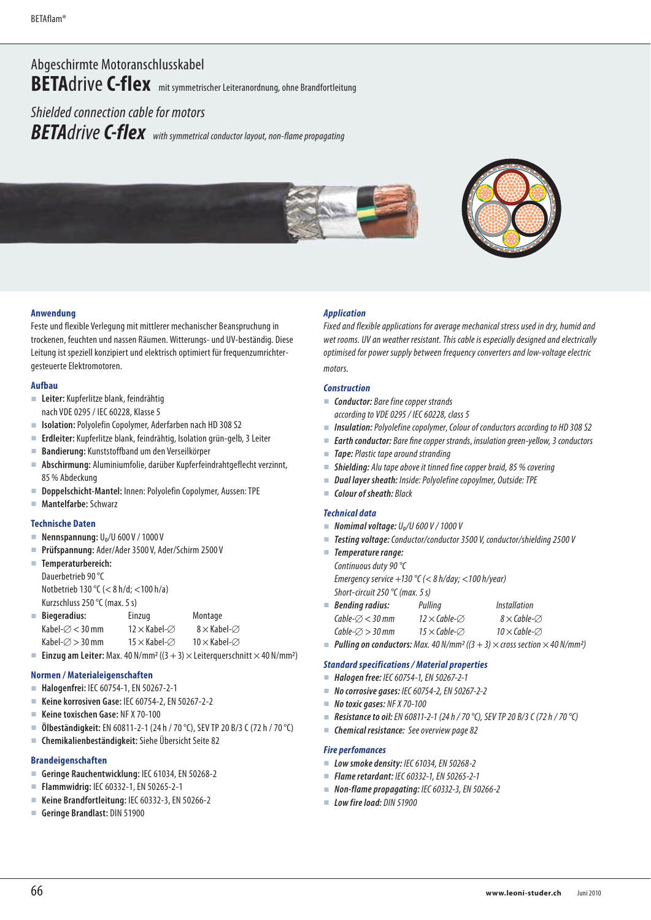# Abgeschirmte Motoranschlusskabel

## BETAdrive C-flex mit symmetrischer Leiteranordnung, ohne Brandfortleitung

*Shielded connection cable for motors*

## *BETAdrive C-flex with symmetrical conductor layout, non-flame propagating*

### Anwendung

Feste und flexible Verlegung mit mittlerer mechanischer Beanspruchung in trockenen, feuchten und nassen Räumen. Witterungs- und UV-beständig. Diese Leitung ist speziell konzipiert und elektrisch optimiert für frequenzumrichter-gesteuerte Elektromotoren.

### Aufbau

- **Leiter:** Kupferlitze blank, feindrähtig nach VDE 0295 / IEC 60228, Klasse 5
- **Isolation:** Polyolefin Copolymer, Aderfarben nach HD 308 S2
- **Erdleiter:** Kupferlitze blank, feindrähtig, Isolation grün-gelb, 3 Leiter
- **Bandierung:** Kunststoffband um den Verseilkörper
- **Abschirmung:** Aluminiumfolie, darüber Kupferfeindrahtgeflecht verzinnt, 85 % Abdeckung
- **Doppelschicht-Mantel:** Innen: Polyolefin Copolymer, Aussen: TPE
- **Mantelfarbe:** Schwarz

### Technische Daten

- **Nennspannung:** $U_0$/U 600 V / 1000 V
- **Prüfspannung:** Ader/Ader 3500 V, Ader/Schirm 2500 V
- **Temperaturbereich:**
  Dauerbetrieb 90 °C
  Notbetrieb 130 °C (< 8 h/d; <100 h/a)
  Kurzschluss 250 °C (max. 5 s)
- **Biegeradius:**

| | Einzug | Montage |
|---|---|---|
| Kabel-∅ < 30 mm | 12 × Kabel-∅ | 8 × Kabel-∅ |
| Kabel-∅ > 30 mm | 15 × Kabel-∅ | 10 × Kabel-∅ |

- **Einzug am Leiter:** Max. 40 N/mm² ((3 + 3) × Leiterquerschnitt × 40 N/mm²)

### Normen / Materialeigenschaften

- **Halogenfrei:** IEC 60754-1, EN 50267-2-1
- **Keine korrosiven Gase:** IEC 60754-2, EN 50267-2-2
- **Keine toxischen Gase:** NF X 70-100
- **Ölbeständigkeit:** EN 60811-2-1 (24 h / 70 °C), SEV TP 20 B/3 C (72 h / 70 °C)
- **Chemikalienbeständigkeit:** Siehe Übersicht Seite 82

### Brandeigenschaften

- **Geringe Rauchentwicklung:** IEC 61034, EN 50268-2
- **Flammwidrig:** IEC 60332-1, EN 50265-2-1
- **Keine Brandfortleitung:** IEC 60332-3, EN 50266-2
- **Geringe Brandlast:** DIN 51900

### *Application*

*Fixed and flexible applications for average mechanical stress used in dry, humid and wet rooms. UV an weather resistant. This cable is especially designed and electrically optimised for power supply between frequency converters and low-voltage electric motors.*

### *Construction*

- ***Conductor:*** *Bare fine copper strands according to VDE 0295 / IEC 60228, class 5*
- ***Insulation:*** *Polyolefine copolymer, Colour of conductors according to HD 308 S2*
- ***Earth conductor:*** *Bare fine copper strands, insulation green-yellow, 3 conductors*
- ***Tape:*** *Plastic tape around stranding*
- ***Shielding:*** *Alu tape above it tinned fine copper braid, 85 % covering*
- ***Dual layer sheath:*** *Inside: Polyolefine copoylmer, Outside: TPE*
- ***Colour of sheath:*** *Black*

### *Technical data*

- ***Nomimal voltage:*** *$U_0$/U 600 V / 1000 V*
- ***Testing voltage:*** *Conductor/conductor 3500 V, conductor/shielding 2500 V*
- ***Temperature range:***
  *Continuous duty 90 °C*
  *Emergency service +130 °C (< 8 h/day; < 100 h/year)*
  *Short-circuit 250 °C (max. 5 s)*
- ***Bending radius:***

| | *Pulling* | *Installation* |
|---|---|---|
| *Cable-∅ < 30 mm* | *12 × Cable-∅* | *8 × Cable-∅* |
| *Cable-∅ > 30 mm* | *15 × Cable-∅* | *10 × Cable-∅* |

- ***Pulling on conductors:*** *Max. 40 N/mm² ((3 + 3) × cross section × 40 N/mm²)*

### *Standard specifications / Material properties*

- ***Halogen free:*** *IEC 60754-1, EN 50267-2-1*
- ***No corrosive gases:*** *IEC 60754-2, EN 50267-2-2*
- ***No toxic gases:*** *NF X 70-100*
- ***Resistance to oil:*** *EN 60811-2-1 (24 h / 70 °C), SEV TP 20 B/3 C (72 h / 70 °C)*
- ***Chemical resistance:*** *See overview page 82*

### *Fire perfomances*

- ***Low smoke density:*** *IEC 61034, EN 50268-2*
- ***Flame retardant:*** *IEC 60332-1, EN 50265-2-1*
- ***Non-flame propagating:*** *IEC 60332-3, EN 50266-2*
- ***Low fire load:*** *DIN 51900*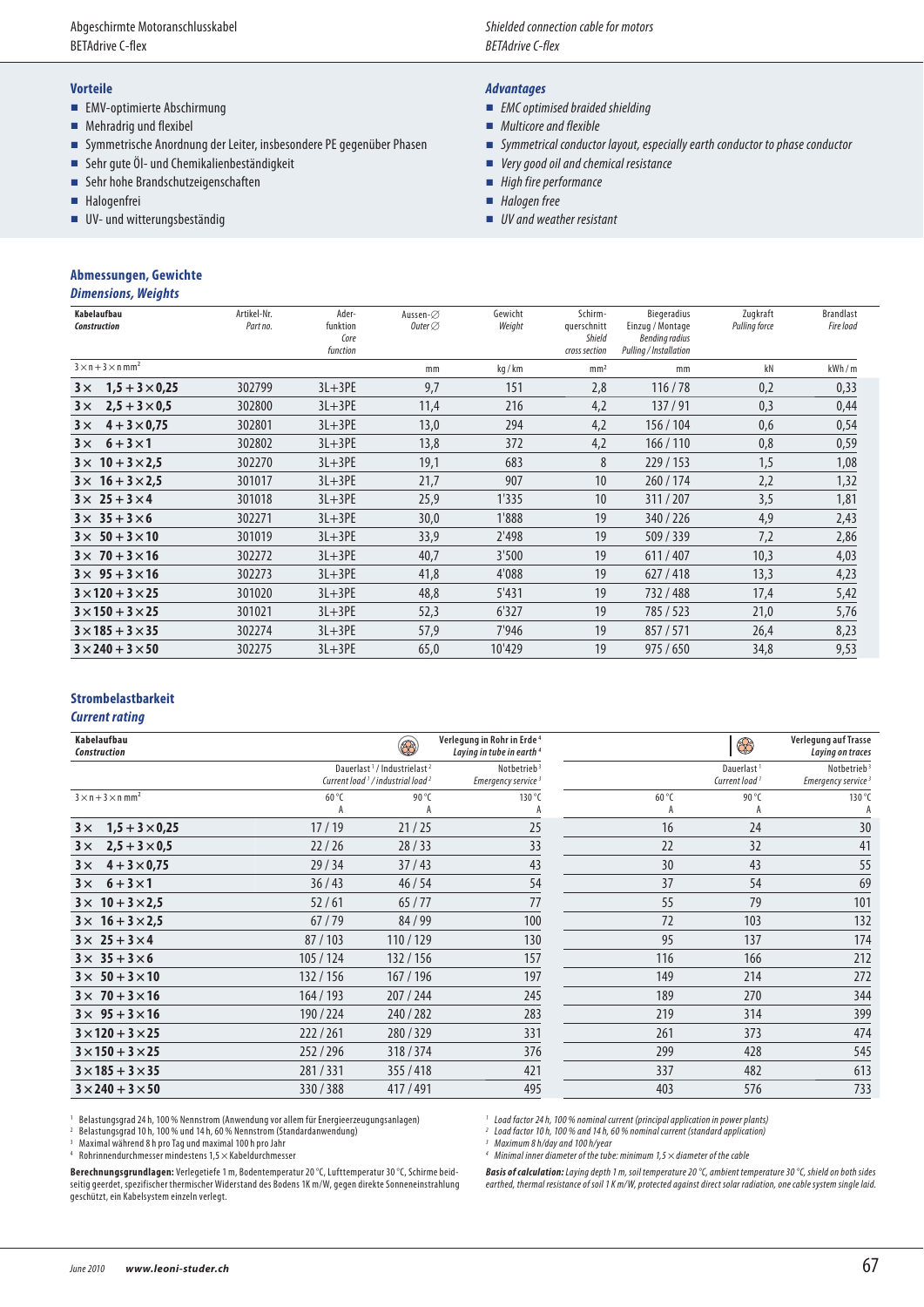Abgeschirmte Motoranschlusskabel BETAdrive C-flex

*Shielded connection cable for motors BETAdrive C-flex*

## Vorteile

- EMV-optimierte Abschirmung
- Mehradrig und flexibel
- Symmetrische Anordnung der Leiter, insbesondere PE gegenüber Phasen
- Sehr gute Öl- und Chemikalienbeständigkeit
- Sehr hohe Brandschutzeigenschaften
- Halogenfrei
- UV- und witterungsbeständig

## *Advantages*

- *EMC optimised braided shielding*
- *Multicore and flexible*
- *Symmetrical conductor layout, especially earth conductor to phase conductor*
- *Very good oil and chemical resistance*
- *High fire performance*
- *Halogen free*
- *UV and weather resistant*

## Abmessungen, Gewichte
## *Dimensions, Weights*

| Kabelaufbau *Construction* | Artikel-Nr. *Part no.* | Ader-funktion *Core function* | Aussen-∅ *Outer ∅* | Gewicht *Weight* | Schirm-querschnitt *Shield cross section* | Biegeradius Einzug / Montage *Bending radius Pulling / Installation* | Zugkraft *Pulling force* | Brandlast *Fire load* |
|---|---|---|---|---|---|---|---|---|
| 3 × n + 3 × n mm² | | | mm | kg / km | mm² | mm | kN | kWh / m |
| **3 × 1,5 + 3 × 0,25** | 302799 | 3L+3PE | 9,7 | 151 | 2,8 | 116 / 78 | 0,2 | 0,33 |
| **3 × 2,5 + 3 × 0,5** | 302800 | 3L+3PE | 11,4 | 216 | 4,2 | 137 / 91 | 0,3 | 0,44 |
| **3 × 4 + 3 × 0,75** | 302801 | 3L+3PE | 13,0 | 294 | 4,2 | 156 / 104 | 0,6 | 0,54 |
| **3 × 6 + 3 × 1** | 302802 | 3L+3PE | 13,8 | 372 | 4,2 | 166 / 110 | 0,8 | 0,59 |
| **3 × 10 + 3 × 2,5** | 302270 | 3L+3PE | 19,1 | 683 | 8 | 229 / 153 | 1,5 | 1,08 |
| **3 × 16 + 3 × 2,5** | 301017 | 3L+3PE | 21,7 | 907 | 10 | 260 / 174 | 2,2 | 1,32 |
| **3 × 25 + 3 × 4** | 301018 | 3L+3PE | 25,9 | 1'335 | 10 | 311 / 207 | 3,5 | 1,81 |
| **3 × 35 + 3 × 6** | 302271 | 3L+3PE | 30,0 | 1'888 | 19 | 340 / 226 | 4,9 | 2,43 |
| **3 × 50 + 3 × 10** | 301019 | 3L+3PE | 33,9 | 2'498 | 19 | 509 / 339 | 7,2 | 2,86 |
| **3 × 70 + 3 × 16** | 302272 | 3L+3PE | 40,7 | 3'500 | 19 | 611 / 407 | 10,3 | 4,03 |
| **3 × 95 + 3 × 16** | 302273 | 3L+3PE | 41,8 | 4'088 | 19 | 627 / 418 | 13,3 | 4,23 |
| **3 × 120 + 3 × 25** | 301020 | 3L+3PE | 48,8 | 5'431 | 19 | 732 / 488 | 17,4 | 5,42 |
| **3 × 150 + 3 × 25** | 301021 | 3L+3PE | 52,3 | 6'327 | 19 | 785 / 523 | 21,0 | 5,76 |
| **3 × 185 + 3 × 35** | 302274 | 3L+3PE | 57,9 | 7'946 | 19 | 857 / 571 | 26,4 | 8,23 |
| **3 × 240 + 3 × 50** | 302275 | 3L+3PE | 65,0 | 10'429 | 19 | 975 / 650 | 34,8 | 9,53 |

## Strombelastbarkeit
## *Current rating*

| Kabelaufbau *Construction* | Verlegung in Rohr in Erde [4] *Laying in tube in earth* [4] | | | Verlegung auf Trasse *Laying on traces* | | |
|---|---|---|---|---|---|---|
| | Dauerlast [1] / Industrielast [2] *Current load* [1] / *industrial load* [2] | | Notbetrieb [3] *Emergency service* [3] | Dauerlast [1] *Current load* [1] | | Notbetrieb [3] *Emergency service* [3] |
| 3 × n + 3 × n mm² | 60 °C A | 90 °C A | 130 °C A | 60 °C A | 90 °C A | 130 °C A |
| **3 × 1,5 + 3 × 0,25** | 17 / 19 | 21 / 25 | 25 | 16 | 24 | 30 |
| **3 × 2,5 + 3 × 0,5** | 22 / 26 | 28 / 33 | 33 | 22 | 32 | 41 |
| **3 × 4 + 3 × 0,75** | 29 / 34 | 37 / 43 | 43 | 30 | 43 | 55 |
| **3 × 6 + 3 × 1** | 36 / 43 | 46 / 54 | 54 | 37 | 54 | 69 |
| **3 × 10 + 3 × 2,5** | 52 / 61 | 65 / 77 | 77 | 55 | 79 | 101 |
| **3 × 16 + 3 × 2,5** | 67 / 79 | 84 / 99 | 100 | 72 | 103 | 132 |
| **3 × 25 + 3 × 4** | 87 / 103 | 110 / 129 | 130 | 95 | 137 | 174 |
| **3 × 35 + 3 × 6** | 105 / 124 | 132 / 156 | 157 | 116 | 166 | 212 |
| **3 × 50 + 3 × 10** | 132 / 156 | 167 / 196 | 197 | 149 | 214 | 272 |
| **3 × 70 + 3 × 16** | 164 / 193 | 207 / 244 | 245 | 189 | 270 | 344 |
| **3 × 95 + 3 × 16** | 190 / 224 | 240 / 282 | 283 | 219 | 314 | 399 |
| **3 × 120 + 3 × 25** | 222 / 261 | 280 / 329 | 331 | 261 | 373 | 474 |
| **3 × 150 + 3 × 25** | 252 / 296 | 318 / 374 | 376 | 299 | 428 | 545 |
| **3 × 185 + 3 × 35** | 281 / 331 | 355 / 418 | 421 | 337 | 482 | 613 |
| **3 × 240 + 3 × 50** | 330 / 388 | 417 / 491 | 495 | 403 | 576 | 733 |

[1] Belastungsgrad 24 h, 100 % Nennstrom (Anwendung vor allem für Energieerzeugungsanlagen)
[2] Belastungsgrad 10 h, 100 % und 14 h, 60 % Nennstrom (Standardanwendung)
[3] Maximal während 8 h pro Tag und maximal 100 h pro Jahr
[4] Rohrinnendurchmesser mindestens 1,5 × Kabeldurchmesser

**Berechnungsgrundlagen:** Verlegetiefe 1 m, Bodentemperatur 20 °C, Lufttemperatur 30 °C, Schirme beidseitig geerdet, spezifischer thermischer Widerstand des Bodens 1K m/W, gegen direkte Sonneneinstrahlung geschützt, ein Kabelsystem einzeln verlegt.

*[1] Load factor 24 h, 100 % nominal current (principal application in power plants)*
*[2] Load factor 10 h, 100 % and 14 h, 60 % nominal current (standard application)*
*[3] Maximum 8 h/day and 100 h/year*
*[4] Minimal inner diameter of the tube: minimum 1,5 × diameter of the cable*

***Basis of calculation:** Laying depth 1 m, soil temperature 20 °C, ambient temperature 30 °C, shield on both sides earthed, thermal resistance of soil 1 K m/W, protected against direct solar radiation, one cable system single laid.*

*June 2010* **www.leoni-studer.ch**